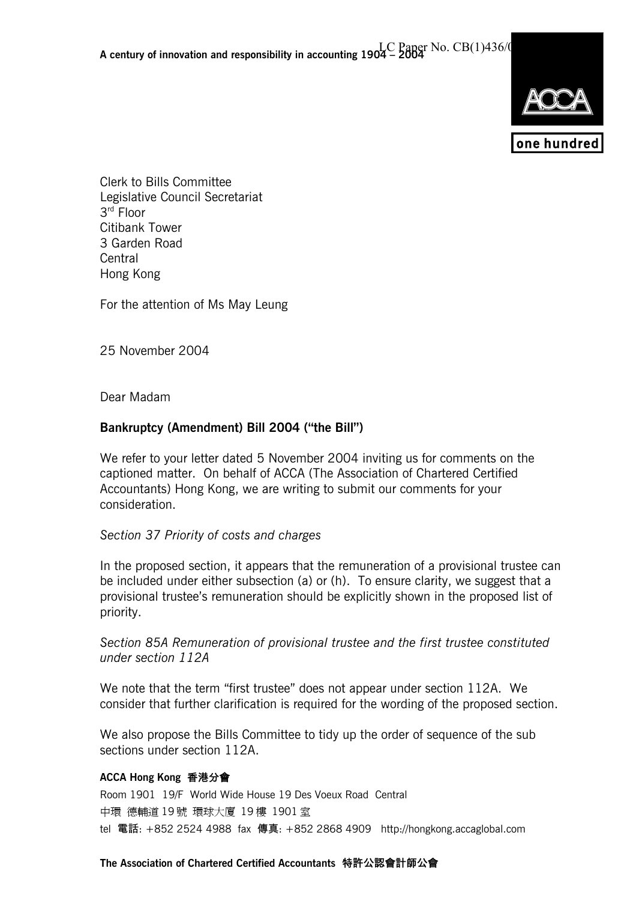A century of innovation and responsibility in accounting 1904 – 2004

LC Paper No. CB(1)436/0

Clerk to Bills Committee
Legislative Council Secretariat
3rd Floor
Citibank Tower
3 Garden Road
Central
Hong Kong

For the attention of Ms May Leung

25 November 2004

Dear Madam

**Bankruptcy (Amendment) Bill 2004 ("the Bill")**

We refer to your letter dated 5 November 2004 inviting us for comments on the captioned matter. On behalf of ACCA (The Association of Chartered Certified Accountants) Hong Kong, we are writing to submit our comments for your consideration.

*Section 37 Priority of costs and charges*

In the proposed section, it appears that the remuneration of a provisional trustee can be included under either subsection (a) or (h). To ensure clarity, we suggest that a provisional trustee's remuneration should be explicitly shown in the proposed list of priority.

*Section 85A Remuneration of provisional trustee and the first trustee constituted under section 112A*

We note that the term "first trustee" does not appear under section 112A. We consider that further clarification is required for the wording of the proposed section.

We also propose the Bills Committee to tidy up the order of sequence of the sub sections under section 112A.

**ACCA Hong Kong 香港分會**
Room 1901 19/F World Wide House 19 Des Voeux Road Central
中環 德輔道 19 號 環球大廈 19 樓 1901 室
tel 電話: +852 2524 4988 fax 傳真: +852 2868 4909 http://hongkong.accaglobal.com

**The Association of Chartered Certified Accountants 特許公認會計師公會**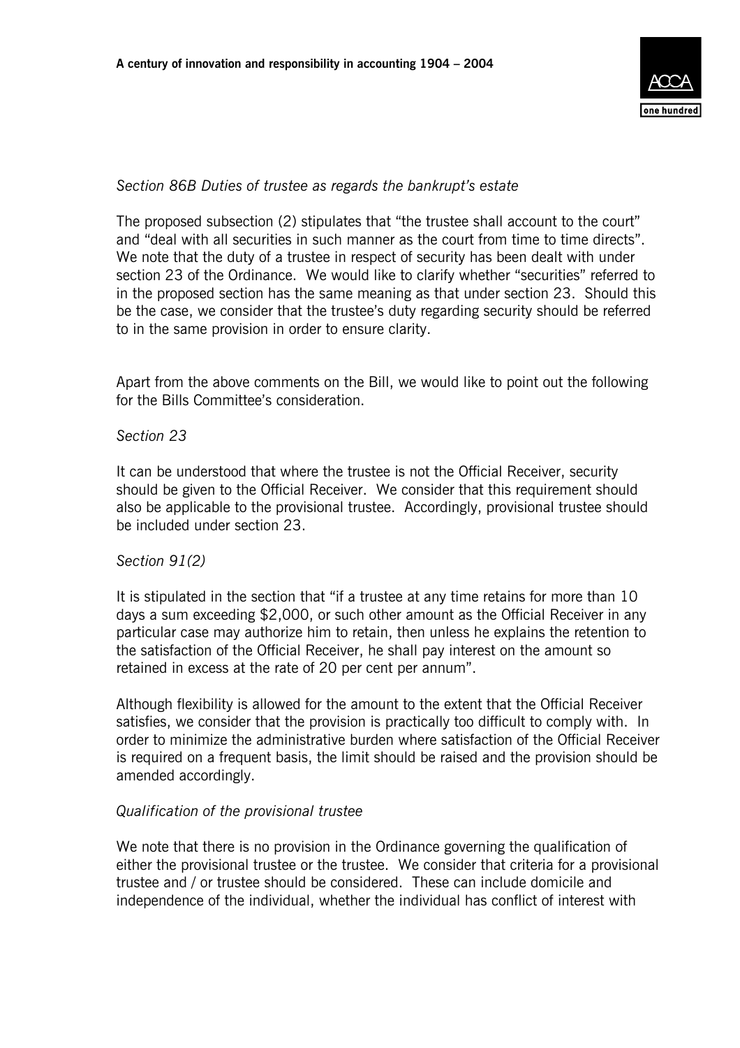*Section 86B Duties of trustee as regards the bankrupt's estate*

The proposed subsection (2) stipulates that "the trustee shall account to the court" and "deal with all securities in such manner as the court from time to time directs". We note that the duty of a trustee in respect of security has been dealt with under section 23 of the Ordinance. We would like to clarify whether "securities" referred to in the proposed section has the same meaning as that under section 23. Should this be the case, we consider that the trustee's duty regarding security should be referred to in the same provision in order to ensure clarity.

Apart from the above comments on the Bill, we would like to point out the following for the Bills Committee's consideration.

*Section 23*

It can be understood that where the trustee is not the Official Receiver, security should be given to the Official Receiver. We consider that this requirement should also be applicable to the provisional trustee. Accordingly, provisional trustee should be included under section 23.

*Section 91(2)*

It is stipulated in the section that "if a trustee at any time retains for more than 10 days a sum exceeding $2,000, or such other amount as the Official Receiver in any particular case may authorize him to retain, then unless he explains the retention to the satisfaction of the Official Receiver, he shall pay interest on the amount so retained in excess at the rate of 20 per cent per annum".

Although flexibility is allowed for the amount to the extent that the Official Receiver satisfies, we consider that the provision is practically too difficult to comply with. In order to minimize the administrative burden where satisfaction of the Official Receiver is required on a frequent basis, the limit should be raised and the provision should be amended accordingly.

*Qualification of the provisional trustee*

We note that there is no provision in the Ordinance governing the qualification of either the provisional trustee or the trustee. We consider that criteria for a provisional trustee and / or trustee should be considered. These can include domicile and independence of the individual, whether the individual has conflict of interest with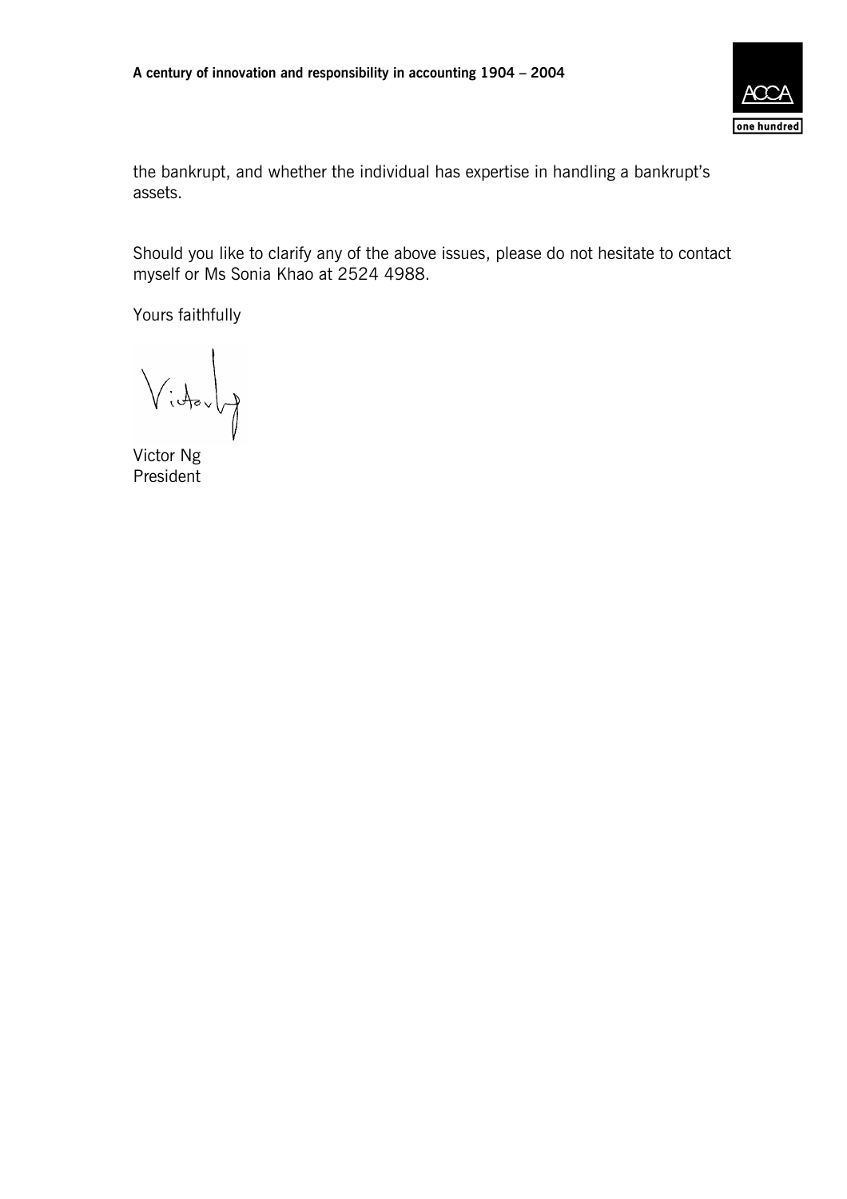the bankrupt, and whether the individual has expertise in handling a bankrupt's assets.

Should you like to clarify any of the above issues, please do not hesitate to contact myself or Ms Sonia Khao at 2524 4988.

Yours faithfully

Victor Ng
President